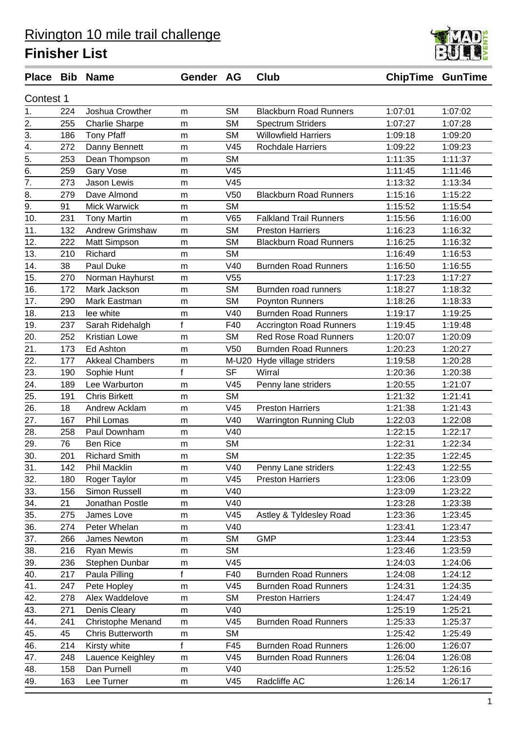# Rivington 10 mile trail challenge

# Finisher List

| Place | Bib | Name | Gender | AG | Club | ChipTime | GunTime |
|---|---|---|---|---|---|---|---|
| Contest 1 | | | | | | | |
| 1. | 224 | Joshua Crowther | m | SM | Blackburn Road Runners | 1:07:01 | 1:07:02 |
| 2. | 255 | Charlie Sharpe | m | SM | Spectrum Striders | 1:07:27 | 1:07:28 |
| 3. | 186 | Tony Pfaff | m | SM | Willowfield Harriers | 1:09:18 | 1:09:20 |
| 4. | 272 | Danny Bennett | m | V45 | Rochdale Harriers | 1:09:22 | 1:09:23 |
| 5. | 253 | Dean Thompson | m | SM | | 1:11:35 | 1:11:37 |
| 6. | 259 | Gary Vose | m | V45 | | 1:11:45 | 1:11:46 |
| 7. | 273 | Jason Lewis | m | V45 | | 1:13:32 | 1:13:34 |
| 8. | 279 | Dave Almond | m | V50 | Blackburn Road Runners | 1:15:16 | 1:15:22 |
| 9. | 91 | Mick Warwick | m | SM | | 1:15:52 | 1:15:54 |
| 10. | 231 | Tony Martin | m | V65 | Falkland Trail Runners | 1:15:56 | 1:16:00 |
| 11. | 132 | Andrew Grimshaw | m | SM | Preston Harriers | 1:16:23 | 1:16:32 |
| 12. | 222 | Matt Simpson | m | SM | Blackburn Road Runners | 1:16:25 | 1:16:32 |
| 13. | 210 | Richard | m | SM | | 1:16:49 | 1:16:53 |
| 14. | 38 | Paul Duke | m | V40 | Burnden Road Runners | 1:16:50 | 1:16:55 |
| 15. | 270 | Norman Hayhurst | m | V55 | | 1:17:23 | 1:17:27 |
| 16. | 172 | Mark Jackson | m | SM | Burnden road runners | 1:18:27 | 1:18:32 |
| 17. | 290 | Mark Eastman | m | SM | Poynton Runners | 1:18:26 | 1:18:33 |
| 18. | 213 | lee white | m | V40 | Burnden Road Runners | 1:19:17 | 1:19:25 |
| 19. | 237 | Sarah Ridehalgh | f | F40 | Accrington Road Runners | 1:19:45 | 1:19:48 |
| 20. | 252 | Kristian Lowe | m | SM | Red Rose Road Runners | 1:20:07 | 1:20:09 |
| 21. | 173 | Ed Ashton | m | V50 | Burnden Road Runners | 1:20:23 | 1:20:27 |
| 22. | 177 | Akkeal Chambers | m | M-U20 | Hyde village striders | 1:19:58 | 1:20:28 |
| 23. | 190 | Sophie Hunt | f | SF | Wirral | 1:20:36 | 1:20:38 |
| 24. | 189 | Lee Warburton | m | V45 | Penny lane striders | 1:20:55 | 1:21:07 |
| 25. | 191 | Chris Birkett | m | SM | | 1:21:32 | 1:21:41 |
| 26. | 18 | Andrew Acklam | m | V45 | Preston Harriers | 1:21:38 | 1:21:43 |
| 27. | 167 | Phil Lomas | m | V40 | Warrington Running Club | 1:22:03 | 1:22:08 |
| 28. | 258 | Paul Downham | m | V40 | | 1:22:15 | 1:22:17 |
| 29. | 76 | Ben Rice | m | SM | | 1:22:31 | 1:22:34 |
| 30. | 201 | Richard Smith | m | SM | | 1:22:35 | 1:22:45 |
| 31. | 142 | Phil Macklin | m | V40 | Penny Lane striders | 1:22:43 | 1:22:55 |
| 32. | 180 | Roger Taylor | m | V45 | Preston Harriers | 1:23:06 | 1:23:09 |
| 33. | 156 | Simon Russell | m | V40 | | 1:23:09 | 1:23:22 |
| 34. | 21 | Jonathan Postle | m | V40 | | 1:23:28 | 1:23:38 |
| 35. | 275 | James Love | m | V45 | Astley & Tyldesley Road | 1:23:36 | 1:23:45 |
| 36. | 274 | Peter Whelan | m | V40 | | 1:23:41 | 1:23:47 |
| 37. | 266 | James Newton | m | SM | GMP | 1:23:44 | 1:23:53 |
| 38. | 216 | Ryan Mewis | m | SM | | 1:23:46 | 1:23:59 |
| 39. | 236 | Stephen Dunbar | m | V45 | | 1:24:03 | 1:24:06 |
| 40. | 217 | Paula Pilling | f | F40 | Burnden Road Runners | 1:24:08 | 1:24:12 |
| 41. | 247 | Pete Hopley | m | V45 | Burnden Road Runners | 1:24:31 | 1:24:35 |
| 42. | 278 | Alex Waddelove | m | SM | Preston Harriers | 1:24:47 | 1:24:49 |
| 43. | 271 | Denis Cleary | m | V40 | | 1:25:19 | 1:25:21 |
| 44. | 241 | Christophe Menand | m | V45 | Burnden Road Runners | 1:25:33 | 1:25:37 |
| 45. | 45 | Chris Butterworth | m | SM | | 1:25:42 | 1:25:49 |
| 46. | 214 | Kirsty white | f | F45 | Burnden Road Runners | 1:26:00 | 1:26:07 |
| 47. | 248 | Lauence Keighley | m | V45 | Burnden Road Runners | 1:26:04 | 1:26:08 |
| 48. | 158 | Dan Purnell | m | V40 | | 1:25:52 | 1:26:16 |
| 49. | 163 | Lee Turner | m | V45 | Radcliffe AC | 1:26:14 | 1:26:17 |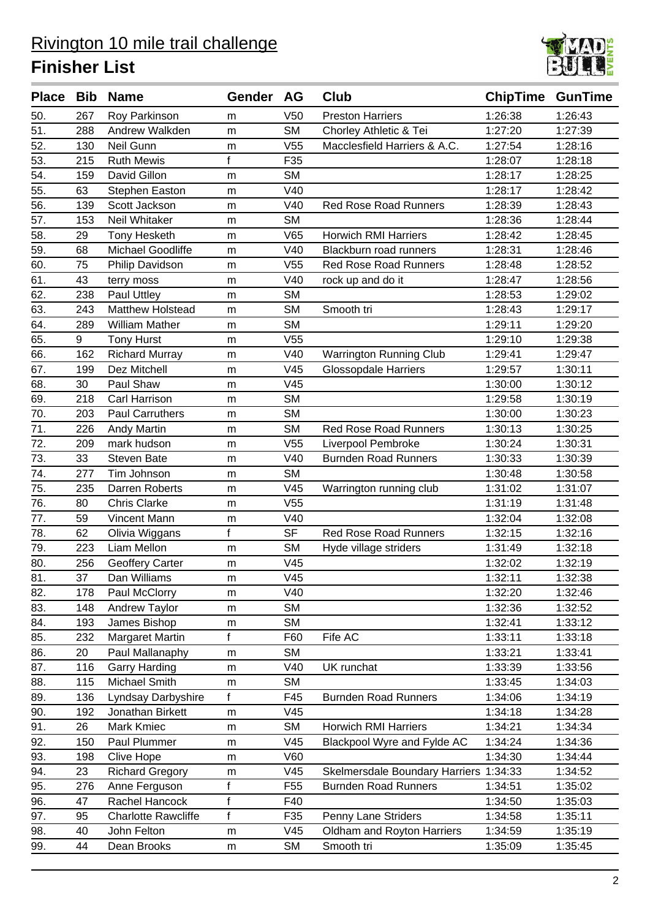# Rivington 10 mile trail challenge

## Finisher List

| Place | Bib | Name | Gender | AG | Club | ChipTime | GunTime |
|---|---|---|---|---|---|---|---|
| 50. | 267 | Roy Parkinson | m | V50 | Preston Harriers | 1:26:38 | 1:26:43 |
| 51. | 288 | Andrew Walkden | m | SM | Chorley Athletic & Tei | 1:27:20 | 1:27:39 |
| 52. | 130 | Neil Gunn | m | V55 | Macclesfield Harriers & A.C. | 1:27:54 | 1:28:16 |
| 53. | 215 | Ruth Mewis | f | F35 | | 1:28:07 | 1:28:18 |
| 54. | 159 | David Gillon | m | SM | | 1:28:17 | 1:28:25 |
| 55. | 63 | Stephen Easton | m | V40 | | 1:28:17 | 1:28:42 |
| 56. | 139 | Scott Jackson | m | V40 | Red Rose Road Runners | 1:28:39 | 1:28:43 |
| 57. | 153 | Neil Whitaker | m | SM | | 1:28:36 | 1:28:44 |
| 58. | 29 | Tony Hesketh | m | V65 | Horwich RMI Harriers | 1:28:42 | 1:28:45 |
| 59. | 68 | Michael Goodliffe | m | V40 | Blackburn road runners | 1:28:31 | 1:28:46 |
| 60. | 75 | Philip Davidson | m | V55 | Red Rose Road Runners | 1:28:48 | 1:28:52 |
| 61. | 43 | terry moss | m | V40 | rock up and do it | 1:28:47 | 1:28:56 |
| 62. | 238 | Paul Uttley | m | SM | | 1:28:53 | 1:29:02 |
| 63. | 243 | Matthew Holstead | m | SM | Smooth tri | 1:28:43 | 1:29:17 |
| 64. | 289 | William Mather | m | SM | | 1:29:11 | 1:29:20 |
| 65. | 9 | Tony Hurst | m | V55 | | 1:29:10 | 1:29:38 |
| 66. | 162 | Richard Murray | m | V40 | Warrington Running Club | 1:29:41 | 1:29:47 |
| 67. | 199 | Dez Mitchell | m | V45 | Glossopdale Harriers | 1:29:57 | 1:30:11 |
| 68. | 30 | Paul Shaw | m | V45 | | 1:30:00 | 1:30:12 |
| 69. | 218 | Carl Harrison | m | SM | | 1:29:58 | 1:30:19 |
| 70. | 203 | Paul Carruthers | m | SM | | 1:30:00 | 1:30:23 |
| 71. | 226 | Andy Martin | m | SM | Red Rose Road Runners | 1:30:13 | 1:30:25 |
| 72. | 209 | mark hudson | m | V55 | Liverpool Pembroke | 1:30:24 | 1:30:31 |
| 73. | 33 | Steven Bate | m | V40 | Burnden Road Runners | 1:30:33 | 1:30:39 |
| 74. | 277 | Tim Johnson | m | SM | | 1:30:48 | 1:30:58 |
| 75. | 235 | Darren Roberts | m | V45 | Warrington running club | 1:31:02 | 1:31:07 |
| 76. | 80 | Chris Clarke | m | V55 | | 1:31:19 | 1:31:48 |
| 77. | 59 | Vincent Mann | m | V40 | | 1:32:04 | 1:32:08 |
| 78. | 62 | Olivia Wiggans | f | SF | Red Rose Road Runners | 1:32:15 | 1:32:16 |
| 79. | 223 | Liam Mellon | m | SM | Hyde village striders | 1:31:49 | 1:32:18 |
| 80. | 256 | Geoffery Carter | m | V45 | | 1:32:02 | 1:32:19 |
| 81. | 37 | Dan Williams | m | V45 | | 1:32:11 | 1:32:38 |
| 82. | 178 | Paul McClorry | m | V40 | | 1:32:20 | 1:32:46 |
| 83. | 148 | Andrew Taylor | m | SM | | 1:32:36 | 1:32:52 |
| 84. | 193 | James Bishop | m | SM | | 1:32:41 | 1:33:12 |
| 85. | 232 | Margaret Martin | f | F60 | Fife AC | 1:33:11 | 1:33:18 |
| 86. | 20 | Paul Mallanaphy | m | SM | | 1:33:21 | 1:33:41 |
| 87. | 116 | Garry Harding | m | V40 | UK runchat | 1:33:39 | 1:33:56 |
| 88. | 115 | Michael Smith | m | SM | | 1:33:45 | 1:34:03 |
| 89. | 136 | Lyndsay Darbyshire | f | F45 | Burnden Road Runners | 1:34:06 | 1:34:19 |
| 90. | 192 | Jonathan Birkett | m | V45 | | 1:34:18 | 1:34:28 |
| 91. | 26 | Mark Kmiec | m | SM | Horwich RMI Harriers | 1:34:21 | 1:34:34 |
| 92. | 150 | Paul Plummer | m | V45 | Blackpool Wyre and Fylde AC | 1:34:24 | 1:34:36 |
| 93. | 198 | Clive Hope | m | V60 | | 1:34:30 | 1:34:44 |
| 94. | 23 | Richard Gregory | m | V45 | Skelmersdale Boundary Harriers | 1:34:33 | 1:34:52 |
| 95. | 276 | Anne Ferguson | f | F55 | Burnden Road Runners | 1:34:51 | 1:35:02 |
| 96. | 47 | Rachel Hancock | f | F40 | | 1:34:50 | 1:35:03 |
| 97. | 95 | Charlotte Rawcliffe | f | F35 | Penny Lane Striders | 1:34:58 | 1:35:11 |
| 98. | 40 | John Felton | m | V45 | Oldham and Royton Harriers | 1:34:59 | 1:35:19 |
| 99. | 44 | Dean Brooks | m | SM | Smooth tri | 1:35:09 | 1:35:45 |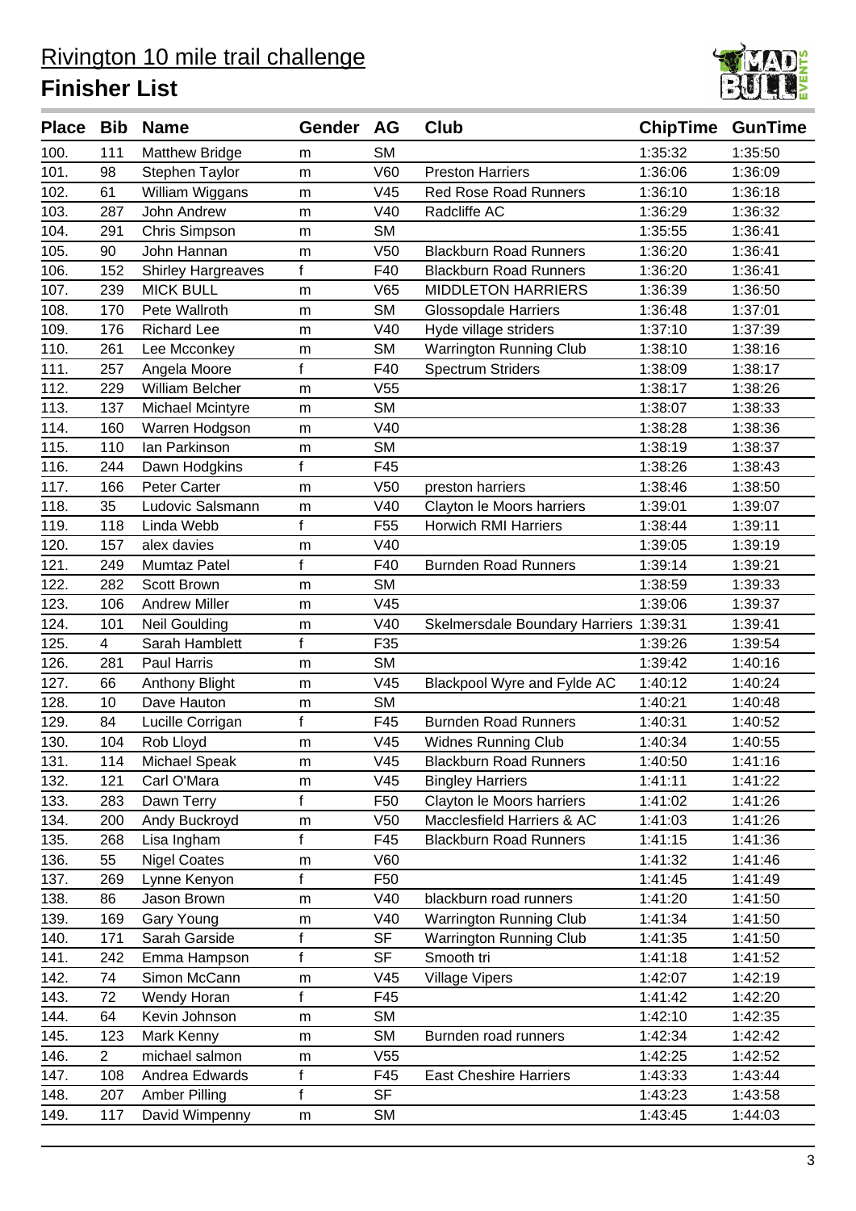# Rivington 10 mile trail challenge

## Finisher List

| Place | Bib | Name | Gender | AG | Club | ChipTime | GunTime |
|---|---|---|---|---|---|---|---|
| 100. | 111 | Matthew Bridge | m | SM | | 1:35:32 | 1:35:50 |
| 101. | 98 | Stephen Taylor | m | V60 | Preston Harriers | 1:36:06 | 1:36:09 |
| 102. | 61 | William Wiggans | m | V45 | Red Rose Road Runners | 1:36:10 | 1:36:18 |
| 103. | 287 | John Andrew | m | V40 | Radcliffe AC | 1:36:29 | 1:36:32 |
| 104. | 291 | Chris Simpson | m | SM | | 1:35:55 | 1:36:41 |
| 105. | 90 | John Hannan | m | V50 | Blackburn Road Runners | 1:36:20 | 1:36:41 |
| 106. | 152 | Shirley Hargreaves | f | F40 | Blackburn Road Runners | 1:36:20 | 1:36:41 |
| 107. | 239 | MICK BULL | m | V65 | MIDDLETON HARRIERS | 1:36:39 | 1:36:50 |
| 108. | 170 | Pete Wallroth | m | SM | Glossopdale Harriers | 1:36:48 | 1:37:01 |
| 109. | 176 | Richard Lee | m | V40 | Hyde village striders | 1:37:10 | 1:37:39 |
| 110. | 261 | Lee Mcconkey | m | SM | Warrington Running Club | 1:38:10 | 1:38:16 |
| 111. | 257 | Angela Moore | f | F40 | Spectrum Striders | 1:38:09 | 1:38:17 |
| 112. | 229 | William Belcher | m | V55 | | 1:38:17 | 1:38:26 |
| 113. | 137 | Michael Mcintyre | m | SM | | 1:38:07 | 1:38:33 |
| 114. | 160 | Warren Hodgson | m | V40 | | 1:38:28 | 1:38:36 |
| 115. | 110 | Ian Parkinson | m | SM | | 1:38:19 | 1:38:37 |
| 116. | 244 | Dawn Hodgkins | f | F45 | | 1:38:26 | 1:38:43 |
| 117. | 166 | Peter Carter | m | V50 | preston harriers | 1:38:46 | 1:38:50 |
| 118. | 35 | Ludovic Salsmann | m | V40 | Clayton le Moors harriers | 1:39:01 | 1:39:07 |
| 119. | 118 | Linda Webb | f | F55 | Horwich RMI Harriers | 1:38:44 | 1:39:11 |
| 120. | 157 | alex davies | m | V40 | | 1:39:05 | 1:39:19 |
| 121. | 249 | Mumtaz Patel | f | F40 | Burnden Road Runners | 1:39:14 | 1:39:21 |
| 122. | 282 | Scott Brown | m | SM | | 1:38:59 | 1:39:33 |
| 123. | 106 | Andrew Miller | m | V45 | | 1:39:06 | 1:39:37 |
| 124. | 101 | Neil Goulding | m | V40 | Skelmersdale Boundary Harriers | 1:39:31 | 1:39:41 |
| 125. | 4 | Sarah Hamblett | f | F35 | | 1:39:26 | 1:39:54 |
| 126. | 281 | Paul Harris | m | SM | | 1:39:42 | 1:40:16 |
| 127. | 66 | Anthony Blight | m | V45 | Blackpool Wyre and Fylde AC | 1:40:12 | 1:40:24 |
| 128. | 10 | Dave Hauton | m | SM | | 1:40:21 | 1:40:48 |
| 129. | 84 | Lucille Corrigan | f | F45 | Burnden Road Runners | 1:40:31 | 1:40:52 |
| 130. | 104 | Rob Lloyd | m | V45 | Widnes Running Club | 1:40:34 | 1:40:55 |
| 131. | 114 | Michael Speak | m | V45 | Blackburn Road Runners | 1:40:50 | 1:41:16 |
| 132. | 121 | Carl O'Mara | m | V45 | Bingley Harriers | 1:41:11 | 1:41:22 |
| 133. | 283 | Dawn Terry | f | F50 | Clayton le Moors harriers | 1:41:02 | 1:41:26 |
| 134. | 200 | Andy Buckroyd | m | V50 | Macclesfield Harriers & AC | 1:41:03 | 1:41:26 |
| 135. | 268 | Lisa Ingham | f | F45 | Blackburn Road Runners | 1:41:15 | 1:41:36 |
| 136. | 55 | Nigel Coates | m | V60 | | 1:41:32 | 1:41:46 |
| 137. | 269 | Lynne Kenyon | f | F50 | | 1:41:45 | 1:41:49 |
| 138. | 86 | Jason Brown | m | V40 | blackburn road runners | 1:41:20 | 1:41:50 |
| 139. | 169 | Gary Young | m | V40 | Warrington Running Club | 1:41:34 | 1:41:50 |
| 140. | 171 | Sarah Garside | f | SF | Warrington Running Club | 1:41:35 | 1:41:50 |
| 141. | 242 | Emma Hampson | f | SF | Smooth tri | 1:41:18 | 1:41:52 |
| 142. | 74 | Simon McCann | m | V45 | Village Vipers | 1:42:07 | 1:42:19 |
| 143. | 72 | Wendy Horan | f | F45 | | 1:41:42 | 1:42:20 |
| 144. | 64 | Kevin Johnson | m | SM | | 1:42:10 | 1:42:35 |
| 145. | 123 | Mark Kenny | m | SM | Burnden road runners | 1:42:34 | 1:42:42 |
| 146. | 2 | michael salmon | m | V55 | | 1:42:25 | 1:42:52 |
| 147. | 108 | Andrea Edwards | f | F45 | East Cheshire Harriers | 1:43:33 | 1:43:44 |
| 148. | 207 | Amber Pilling | f | SF | | 1:43:23 | 1:43:58 |
| 149. | 117 | David Wimpenny | m | SM | | 1:43:45 | 1:44:03 |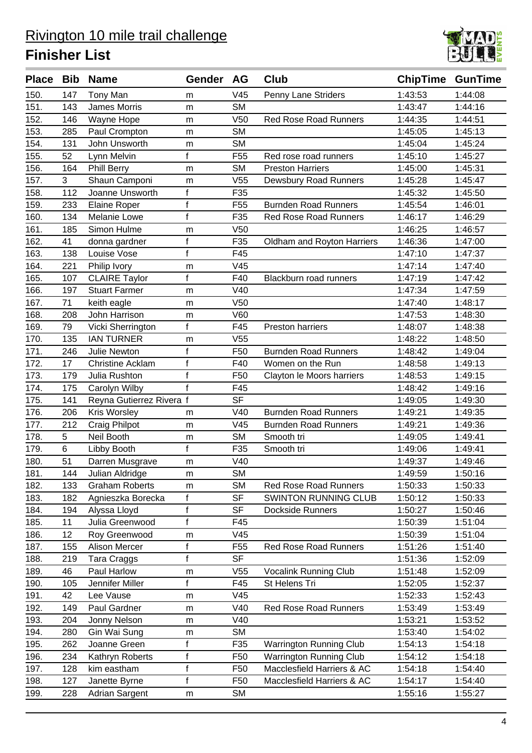# Rivington 10 mile trail challenge

## Finisher List

| Place | Bib | Name | Gender | AG | Club | ChipTime | GunTime |
|---|---|---|---|---|---|---|---|
| 150. | 147 | Tony Man | m | V45 | Penny Lane Striders | 1:43:53 | 1:44:08 |
| 151. | 143 | James Morris | m | SM | | 1:43:47 | 1:44:16 |
| 152. | 146 | Wayne Hope | m | V50 | Red Rose Road Runners | 1:44:35 | 1:44:51 |
| 153. | 285 | Paul Crompton | m | SM | | 1:45:05 | 1:45:13 |
| 154. | 131 | John Unsworth | m | SM | | 1:45:04 | 1:45:24 |
| 155. | 52 | Lynn Melvin | f | F55 | Red rose road runners | 1:45:10 | 1:45:27 |
| 156. | 164 | Phill Berry | m | SM | Preston Harriers | 1:45:00 | 1:45:31 |
| 157. | 3 | Shaun Camponi | m | V55 | Dewsbury Road Runners | 1:45:28 | 1:45:47 |
| 158. | 112 | Joanne Unsworth | f | F35 | | 1:45:32 | 1:45:50 |
| 159. | 233 | Elaine Roper | f | F55 | Burnden Road Runners | 1:45:54 | 1:46:01 |
| 160. | 134 | Melanie Lowe | f | F35 | Red Rose Road Runners | 1:46:17 | 1:46:29 |
| 161. | 185 | Simon Hulme | m | V50 | | 1:46:25 | 1:46:57 |
| 162. | 41 | donna gardner | f | F35 | Oldham and Royton Harriers | 1:46:36 | 1:47:00 |
| 163. | 138 | Louise Vose | f | F45 | | 1:47:10 | 1:47:37 |
| 164. | 221 | Philip Ivory | m | V45 | | 1:47:14 | 1:47:40 |
| 165. | 107 | CLAIRE Taylor | f | F40 | Blackburn road runners | 1:47:19 | 1:47:42 |
| 166. | 197 | Stuart Farmer | m | V40 | | 1:47:34 | 1:47:59 |
| 167. | 71 | keith eagle | m | V50 | | 1:47:40 | 1:48:17 |
| 168. | 208 | John Harrison | m | V60 | | 1:47:53 | 1:48:30 |
| 169. | 79 | Vicki Sherrington | f | F45 | Preston harriers | 1:48:07 | 1:48:38 |
| 170. | 135 | IAN TURNER | m | V55 | | 1:48:22 | 1:48:50 |
| 171. | 246 | Julie Newton | f | F50 | Burnden Road Runners | 1:48:42 | 1:49:04 |
| 172. | 17 | Christine Acklam | f | F40 | Women on the Run | 1:48:58 | 1:49:13 |
| 173. | 179 | Julia Rushton | f | F50 | Clayton le Moors harriers | 1:48:53 | 1:49:15 |
| 174. | 175 | Carolyn Wilby | f | F45 | | 1:48:42 | 1:49:16 |
| 175. | 141 | Reyna Gutierrez Rivera | f | SF | | 1:49:05 | 1:49:30 |
| 176. | 206 | Kris Worsley | m | V40 | Burnden Road Runners | 1:49:21 | 1:49:35 |
| 177. | 212 | Craig Philpot | m | V45 | Burnden Road Runners | 1:49:21 | 1:49:36 |
| 178. | 5 | Neil Booth | m | SM | Smooth tri | 1:49:05 | 1:49:41 |
| 179. | 6 | Libby Booth | f | F35 | Smooth tri | 1:49:06 | 1:49:41 |
| 180. | 51 | Darren Musgrave | m | V40 | | 1:49:37 | 1:49:46 |
| 181. | 144 | Julian Aldridge | m | SM | | 1:49:59 | 1:50:16 |
| 182. | 133 | Graham Roberts | m | SM | Red Rose Road Runners | 1:50:33 | 1:50:33 |
| 183. | 182 | Agnieszka Borecka | f | SF | SWINTON RUNNING CLUB | 1:50:12 | 1:50:33 |
| 184. | 194 | Alyssa Lloyd | f | SF | Dockside Runners | 1:50:27 | 1:50:46 |
| 185. | 11 | Julia Greenwood | f | F45 | | 1:50:39 | 1:51:04 |
| 186. | 12 | Roy Greenwood | m | V45 | | 1:50:39 | 1:51:04 |
| 187. | 155 | Alison Mercer | f | F55 | Red Rose Road Runners | 1:51:26 | 1:51:40 |
| 188. | 219 | Tara Craggs | f | SF | | 1:51:36 | 1:52:09 |
| 189. | 46 | Paul Harlow | m | V55 | Vocalink Running Club | 1:51:48 | 1:52:09 |
| 190. | 105 | Jennifer Miller | f | F45 | St Helens Tri | 1:52:05 | 1:52:37 |
| 191. | 42 | Lee Vause | m | V45 | | 1:52:33 | 1:52:43 |
| 192. | 149 | Paul Gardner | m | V40 | Red Rose Road Runners | 1:53:49 | 1:53:49 |
| 193. | 204 | Jonny Nelson | m | V40 | | 1:53:21 | 1:53:52 |
| 194. | 280 | Gin Wai Sung | m | SM | | 1:53:40 | 1:54:02 |
| 195. | 262 | Joanne Green | f | F35 | Warrington Running Club | 1:54:13 | 1:54:18 |
| 196. | 234 | Kathryn Roberts | f | F50 | Warrington Running Club | 1:54:12 | 1:54:18 |
| 197. | 128 | kim eastham | f | F50 | Macclesfield Harriers & AC | 1:54:18 | 1:54:40 |
| 198. | 127 | Janette Byrne | f | F50 | Macclesfield Harriers & AC | 1:54:17 | 1:54:40 |
| 199. | 228 | Adrian Sargent | m | SM | | 1:55:16 | 1:55:27 |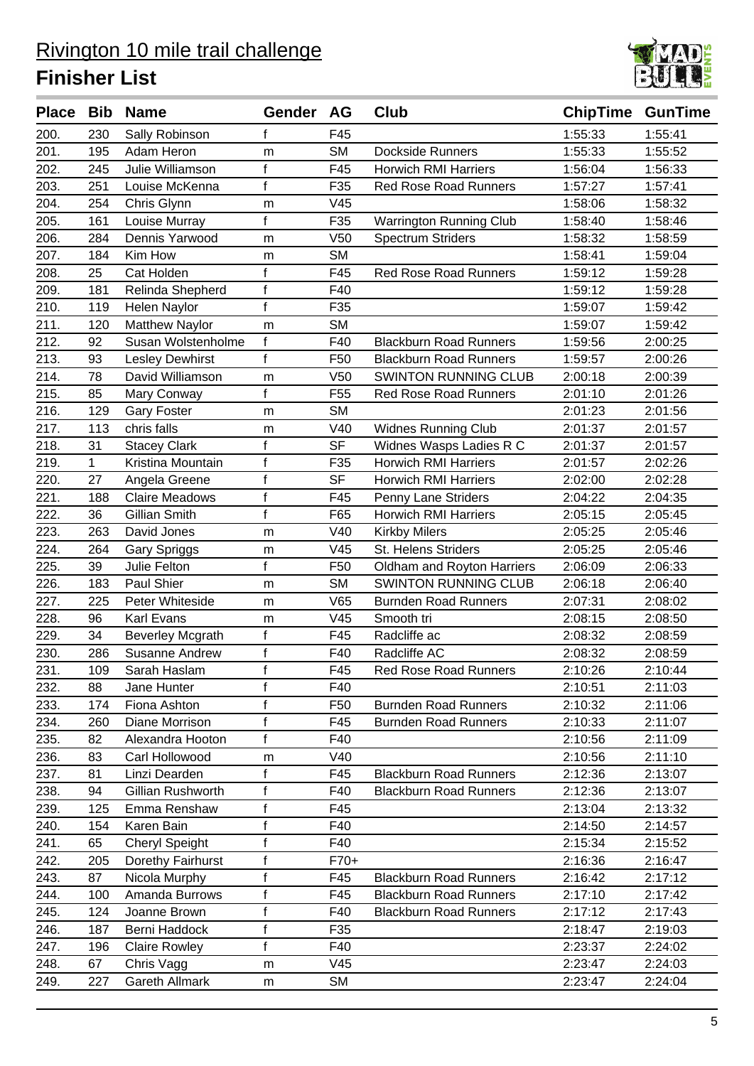# Rivington 10 mile trail challenge

## Finisher List

| Place | Bib | Name | Gender | AG | Club | ChipTime | GunTime |
|---|---|---|---|---|---|---|---|
| 200. | 230 | Sally Robinson | f | F45 | | 1:55:33 | 1:55:41 |
| 201. | 195 | Adam Heron | m | SM | Dockside Runners | 1:55:33 | 1:55:52 |
| 202. | 245 | Julie Williamson | f | F45 | Horwich RMI Harriers | 1:56:04 | 1:56:33 |
| 203. | 251 | Louise McKenna | f | F35 | Red Rose Road Runners | 1:57:27 | 1:57:41 |
| 204. | 254 | Chris Glynn | m | V45 | | 1:58:06 | 1:58:32 |
| 205. | 161 | Louise Murray | f | F35 | Warrington Running Club | 1:58:40 | 1:58:46 |
| 206. | 284 | Dennis Yarwood | m | V50 | Spectrum Striders | 1:58:32 | 1:58:59 |
| 207. | 184 | Kim How | m | SM | | 1:58:41 | 1:59:04 |
| 208. | 25 | Cat Holden | f | F45 | Red Rose Road Runners | 1:59:12 | 1:59:28 |
| 209. | 181 | Relinda Shepherd | f | F40 | | 1:59:12 | 1:59:28 |
| 210. | 119 | Helen Naylor | f | F35 | | 1:59:07 | 1:59:42 |
| 211. | 120 | Matthew Naylor | m | SM | | 1:59:07 | 1:59:42 |
| 212. | 92 | Susan Wolstenholme | f | F40 | Blackburn Road Runners | 1:59:56 | 2:00:25 |
| 213. | 93 | Lesley Dewhirst | f | F50 | Blackburn Road Runners | 1:59:57 | 2:00:26 |
| 214. | 78 | David Williamson | m | V50 | SWINTON RUNNING CLUB | 2:00:18 | 2:00:39 |
| 215. | 85 | Mary Conway | f | F55 | Red Rose Road Runners | 2:01:10 | 2:01:26 |
| 216. | 129 | Gary Foster | m | SM | | 2:01:23 | 2:01:56 |
| 217. | 113 | chris falls | m | V40 | Widnes Running Club | 2:01:37 | 2:01:57 |
| 218. | 31 | Stacey Clark | f | SF | Widnes Wasps Ladies R C | 2:01:37 | 2:01:57 |
| 219. | 1 | Kristina Mountain | f | F35 | Horwich RMI Harriers | 2:01:57 | 2:02:26 |
| 220. | 27 | Angela Greene | f | SF | Horwich RMI Harriers | 2:02:00 | 2:02:28 |
| 221. | 188 | Claire Meadows | f | F45 | Penny Lane Striders | 2:04:22 | 2:04:35 |
| 222. | 36 | Gillian Smith | f | F65 | Horwich RMI Harriers | 2:05:15 | 2:05:45 |
| 223. | 263 | David Jones | m | V40 | Kirkby Milers | 2:05:25 | 2:05:46 |
| 224. | 264 | Gary Spriggs | m | V45 | St. Helens Striders | 2:05:25 | 2:05:46 |
| 225. | 39 | Julie Felton | f | F50 | Oldham and Royton Harriers | 2:06:09 | 2:06:33 |
| 226. | 183 | Paul Shier | m | SM | SWINTON RUNNING CLUB | 2:06:18 | 2:06:40 |
| 227. | 225 | Peter Whiteside | m | V65 | Burnden Road Runners | 2:07:31 | 2:08:02 |
| 228. | 96 | Karl Evans | m | V45 | Smooth tri | 2:08:15 | 2:08:50 |
| 229. | 34 | Beverley Mcgrath | f | F45 | Radcliffe ac | 2:08:32 | 2:08:59 |
| 230. | 286 | Susanne Andrew | f | F40 | Radcliffe AC | 2:08:32 | 2:08:59 |
| 231. | 109 | Sarah Haslam | f | F45 | Red Rose Road Runners | 2:10:26 | 2:10:44 |
| 232. | 88 | Jane Hunter | f | F40 | | 2:10:51 | 2:11:03 |
| 233. | 174 | Fiona Ashton | f | F50 | Burnden Road Runners | 2:10:32 | 2:11:06 |
| 234. | 260 | Diane Morrison | f | F45 | Burnden Road Runners | 2:10:33 | 2:11:07 |
| 235. | 82 | Alexandra Hooton | f | F40 | | 2:10:56 | 2:11:09 |
| 236. | 83 | Carl Hollowood | m | V40 | | 2:10:56 | 2:11:10 |
| 237. | 81 | Linzi Dearden | f | F45 | Blackburn Road Runners | 2:12:36 | 2:13:07 |
| 238. | 94 | Gillian Rushworth | f | F40 | Blackburn Road Runners | 2:12:36 | 2:13:07 |
| 239. | 125 | Emma Renshaw | f | F45 | | 2:13:04 | 2:13:32 |
| 240. | 154 | Karen Bain | f | F40 | | 2:14:50 | 2:14:57 |
| 241. | 65 | Cheryl Speight | f | F40 | | 2:15:34 | 2:15:52 |
| 242. | 205 | Dorethy Fairhurst | f | F70+ | | 2:16:36 | 2:16:47 |
| 243. | 87 | Nicola Murphy | f | F45 | Blackburn Road Runners | 2:16:42 | 2:17:12 |
| 244. | 100 | Amanda Burrows | f | F45 | Blackburn Road Runners | 2:17:10 | 2:17:42 |
| 245. | 124 | Joanne Brown | f | F40 | Blackburn Road Runners | 2:17:12 | 2:17:43 |
| 246. | 187 | Berni Haddock | f | F35 | | 2:18:47 | 2:19:03 |
| 247. | 196 | Claire Rowley | f | F40 | | 2:23:37 | 2:24:02 |
| 248. | 67 | Chris Vagg | m | V45 | | 2:23:47 | 2:24:03 |
| 249. | 227 | Gareth Allmark | m | SM | | 2:23:47 | 2:24:04 |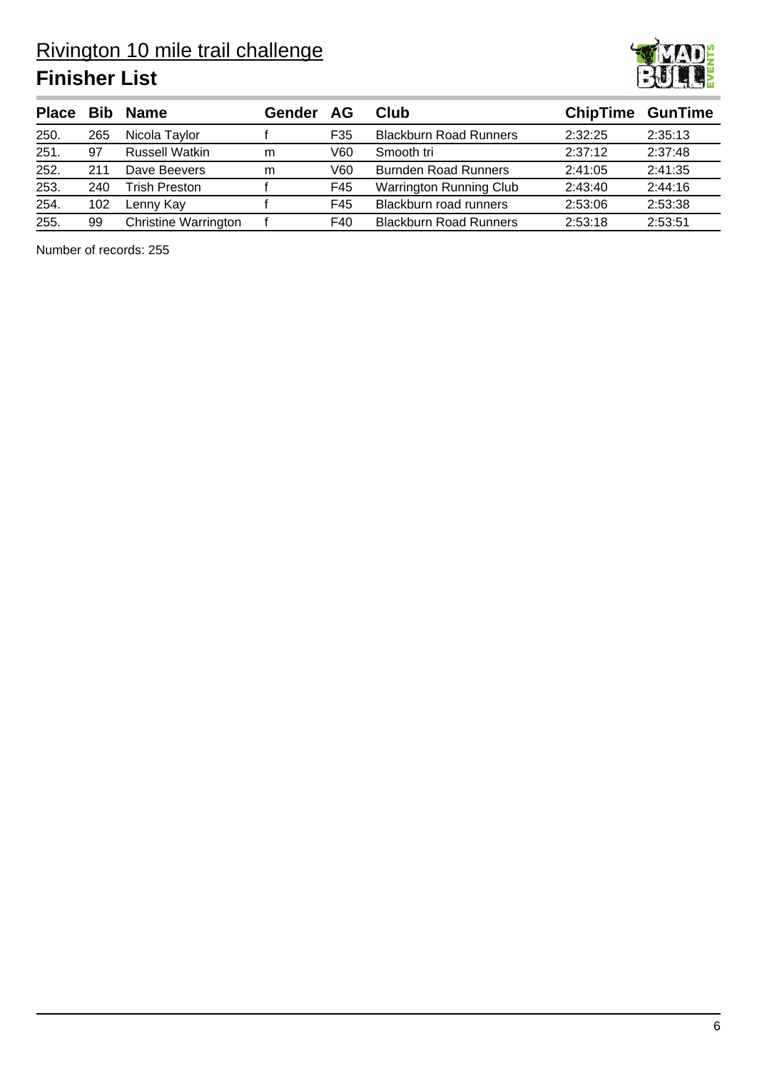# Rivington 10 mile trail challenge

## Finisher List

| Place | Bib | Name | Gender | AG | Club | ChipTime | GunTime |
|---|---|---|---|---|---|---|---|
| 250. | 265 | Nicola Taylor | f | F35 | Blackburn Road Runners | 2:32:25 | 2:35:13 |
| 251. | 97 | Russell Watkin | m | V60 | Smooth tri | 2:37:12 | 2:37:48 |
| 252. | 211 | Dave Beevers | m | V60 | Burnden Road Runners | 2:41:05 | 2:41:35 |
| 253. | 240 | Trish Preston | f | F45 | Warrington Running Club | 2:43:40 | 2:44:16 |
| 254. | 102 | Lenny Kay | f | F45 | Blackburn road runners | 2:53:06 | 2:53:38 |
| 255. | 99 | Christine Warrington | f | F40 | Blackburn Road Runners | 2:53:18 | 2:53:51 |

Number of records: 255